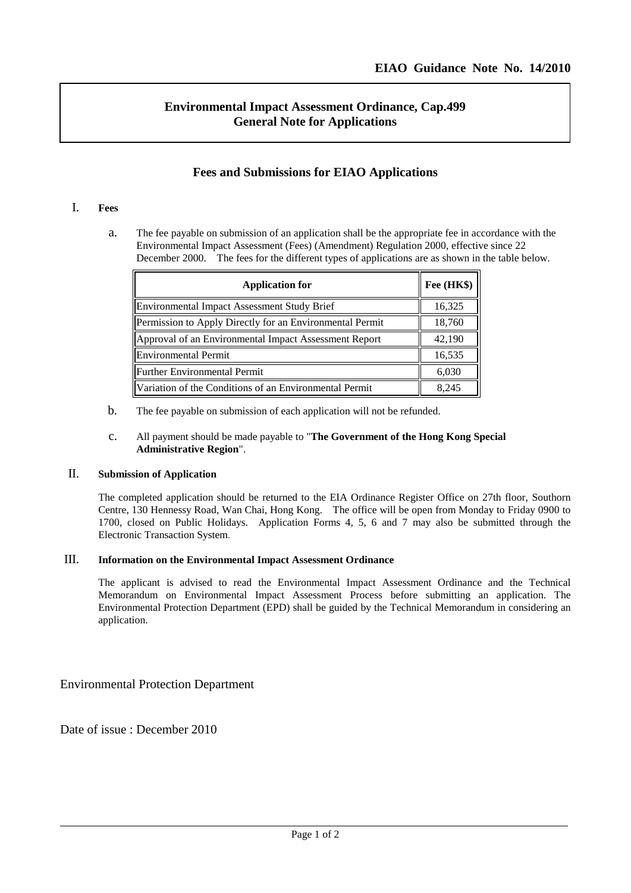**EIAO Guidance Note No. 14/2010**

**Environmental Impact Assessment Ordinance, Cap.499**
**General Note for Applications**

## Fees and Submissions for EIAO Applications

### I. Fees

a. The fee payable on submission of an application shall be the appropriate fee in accordance with the Environmental Impact Assessment (Fees) (Amendment) Regulation 2000, effective since 22 December 2000. The fees for the different types of applications are as shown in the table below.

| Application for | Fee (HK$) |
|---|---|
| Environmental Impact Assessment Study Brief | 16,325 |
| Permission to Apply Directly for an Environmental Permit | 18,760 |
| Approval of an Environmental Impact Assessment Report | 42,190 |
| Environmental Permit | 16,535 |
| Further Environmental Permit | 6,030 |
| Variation of the Conditions of an Environmental Permit | 8,245 |

b. The fee payable on submission of each application will not be refunded.

c. All payment should be made payable to "**The Government of the Hong Kong Special Administrative Region**".

### II. Submission of Application

The completed application should be returned to the EIA Ordinance Register Office on 27th floor, Southorn Centre, 130 Hennessy Road, Wan Chai, Hong Kong. The office will be open from Monday to Friday 0900 to 1700, closed on Public Holidays. Application Forms 4, 5, 6 and 7 may also be submitted through the Electronic Transaction System.

### III. Information on the Environmental Impact Assessment Ordinance

The applicant is advised to read the Environmental Impact Assessment Ordinance and the Technical Memorandum on Environmental Impact Assessment Process before submitting an application. The Environmental Protection Department (EPD) shall be guided by the Technical Memorandum in considering an application.

Environmental Protection Department

Date of issue : December 2010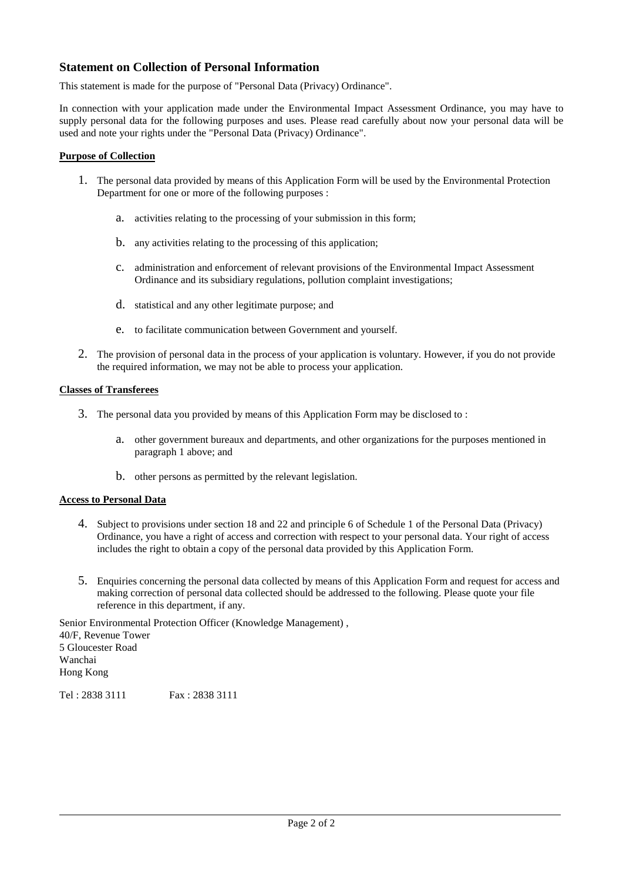## Statement on Collection of Personal Information

This statement is made for the purpose of "Personal Data (Privacy) Ordinance".

In connection with your application made under the Environmental Impact Assessment Ordinance, you may have to supply personal data for the following purposes and uses. Please read carefully about now your personal data will be used and note your rights under the "Personal Data (Privacy) Ordinance".

**Purpose of Collection**

1. The personal data provided by means of this Application Form will be used by the Environmental Protection Department for one or more of the following purposes :

   a. activities relating to the processing of your submission in this form;

   b. any activities relating to the processing of this application;

   c. administration and enforcement of relevant provisions of the Environmental Impact Assessment Ordinance and its subsidiary regulations, pollution complaint investigations;

   d. statistical and any other legitimate purpose; and

   e. to facilitate communication between Government and yourself.

2. The provision of personal data in the process of your application is voluntary. However, if you do not provide the required information, we may not be able to process your application.

**Classes of Transferees**

3. The personal data you provided by means of this Application Form may be disclosed to :

   a. other government bureaux and departments, and other organizations for the purposes mentioned in paragraph 1 above; and

   b. other persons as permitted by the relevant legislation.

**Access to Personal Data**

4. Subject to provisions under section 18 and 22 and principle 6 of Schedule 1 of the Personal Data (Privacy) Ordinance, you have a right of access and correction with respect to your personal data. Your right of access includes the right to obtain a copy of the personal data provided by this Application Form.

5. Enquiries concerning the personal data collected by means of this Application Form and request for access and making correction of personal data collected should be addressed to the following. Please quote your file reference in this department, if any.

Senior Environmental Protection Officer (Knowledge Management) ,
40/F, Revenue Tower
5 Gloucester Road
Wanchai
Hong Kong

Tel : 2838 3111 Fax : 2838 3111